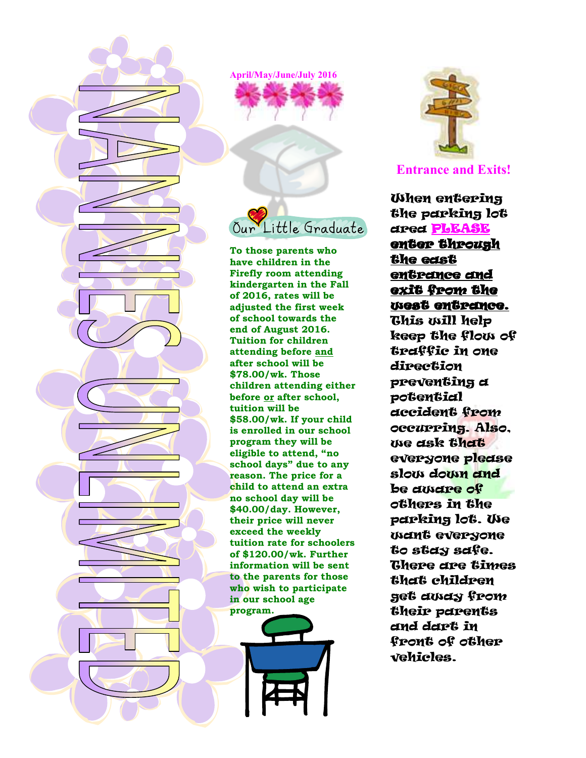# NANNIES UNLIMITED

April/May/June/July 2016

## Our Little Graduate

**To those parents who have children in the Firefly room attending kindergarten in the Fall of 2016, rates will be adjusted the first week of school towards the end of August 2016. Tuition for children attending before <u>and</u> after school will be $78.00/wk. Those children attending either before <u>or</u> after school, tuition will be $58.00/wk. If your child is enrolled in our school program they will be eligible to attend, "no school days" due to any reason. The price for a child to attend an extra no school day will be $40.00/day. However, their price will never exceed the weekly tuition rate for schoolers of $120.00/wk. Further information will be sent to the parents for those who wish to participate in our school age program.**

## Entrance and Exits!

When entering the parking lot area **<u>PLEASE</u>** <u>enter through the east entrance and exit from the west entrance.</u> This will help keep the flow of traffic in one direction preventing a potential accident from occurring. Also, we ask that everyone please slow down and be aware of others in the parking lot. We want everyone to stay safe. There are times that children get away from their parents and dart in front of other vehicles.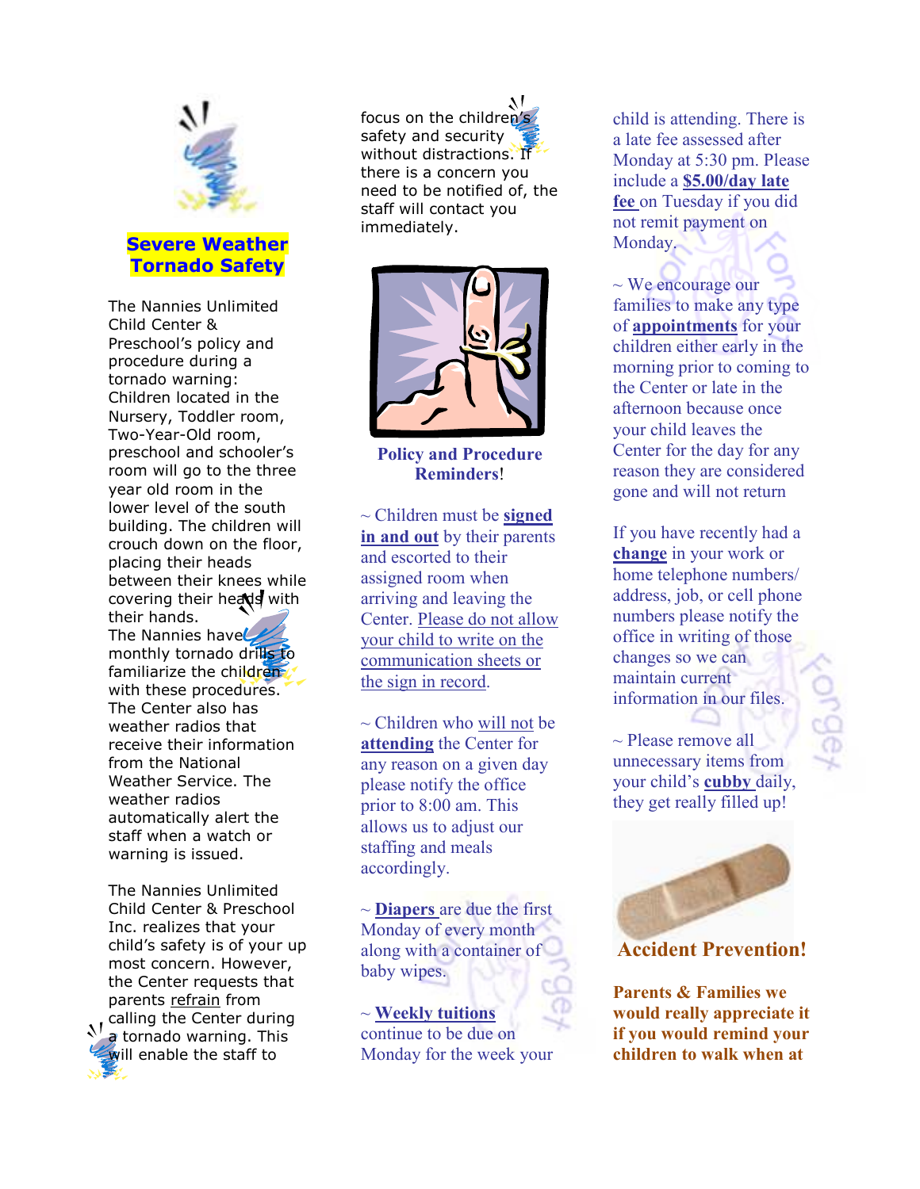## Severe Weather Tornado Safety

The Nannies Unlimited Child Center & Preschool's policy and procedure during a tornado warning: Children located in the Nursery, Toddler room, Two-Year-Old room, preschool and schooler's room will go to the three year old room in the lower level of the south building. The children will crouch down on the floor, placing their heads between their knees while covering their heads with their hands. The Nannies have monthly tornado drills to familiarize the children with these procedures. The Center also has weather radios that receive their information from the National Weather Service. The weather radios automatically alert the staff when a watch or warning is issued.

The Nannies Unlimited Child Center & Preschool Inc. realizes that your child's safety is of your up most concern. However, the Center requests that parents refrain from calling the Center during a tornado warning. This will enable the staff to focus on the children's safety and security without distractions. If there is a concern you need to be notified of, the staff will contact you immediately.

## Policy and Procedure Reminders!

~ Children must be **signed in and out** by their parents and escorted to their assigned room when arriving and leaving the Center. Please do not allow your child to write on the communication sheets or the sign in record.

~ Children who will not be **attending** the Center for any reason on a given day please notify the office prior to 8:00 am. This allows us to adjust our staffing and meals accordingly.

~ **Diapers** are due the first Monday of every month along with a container of baby wipes.

~ **Weekly tuitions** continue to be due on Monday for the week your child is attending. There is a late fee assessed after Monday at 5:30 pm. Please include a **$5.00/day late fee** on Tuesday if you did not remit payment on Monday.

~ We encourage our families to make any type of **appointments** for your children either early in the morning prior to coming to the Center or late in the afternoon because once your child leaves the Center for the day for any reason they are considered gone and will not return

If you have recently had a **change** in your work or home telephone numbers/ address, job, or cell phone numbers please notify the office in writing of those changes so we can maintain current information in our files.

~ Please remove all unnecessary items from your child's **cubby** daily, they get really filled up!

## Accident Prevention!

**Parents & Families we would really appreciate it if you would remind your children to walk when at**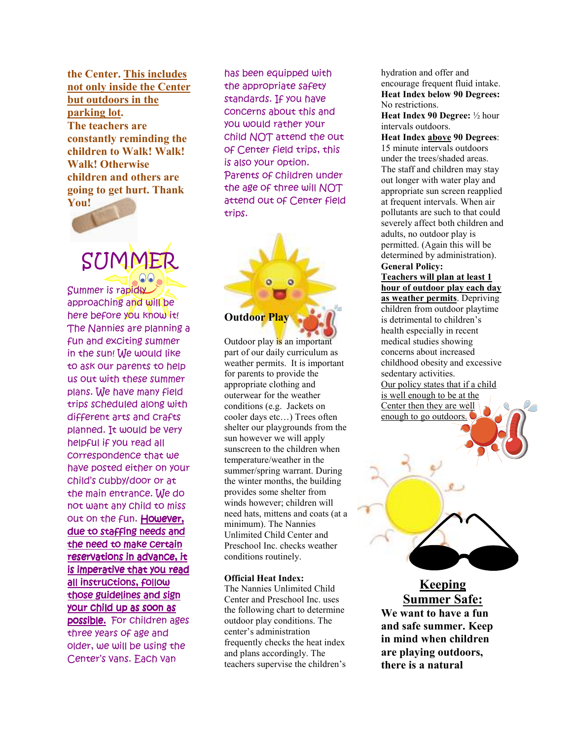**the Center. <u>This includes not only inside the Center but outdoors in the parking lot</u>. The teachers are constantly reminding the children to Walk! Walk! Walk! Otherwise children and others are going to get hurt. Thank You!**

## SUMMER

Summer is rapidly approaching and will be here before you know it! The Nannies are planning a fun and exciting summer in the sun! We would like to ask our parents to help us out with these summer plans. We have many field trips scheduled along with different arts and crafts planned. It would be very helpful if you read all correspondence that we have posted either on your child's cubby/door or at the main entrance. We do not want any child to miss out on the fun. <u>However, due to staffing needs and the need to make certain reservations in advance, it is imperative that you read all instructions, follow those guidelines and sign your child up as soon as possible.</u> For children ages three years of age and older, we will be using the Center's vans. Each van has been equipped with the appropriate safety standards. If you have concerns about this and you would rather your child NOT attend the out of Center field trips, this is also your option. Parents of children under the age of three will NOT attend out of Center field trips.

## Outdoor Play

Outdoor play is an important part of our daily curriculum as weather permits. It is important for parents to provide the appropriate clothing and outerwear for the weather conditions (e.g. Jackets on cooler days etc…) Trees often shelter our playgrounds from the sun however we will apply sunscreen to the children when temperature/weather in the summer/spring warrant. During the winter months, the building provides some shelter from winds however; children will need hats, mittens and coats (at a minimum). The Nannies Unlimited Child Center and Preschool Inc. checks weather conditions routinely.

**Official Heat Index:**
The Nannies Unlimited Child Center and Preschool Inc. uses the following chart to determine outdoor play conditions. The center's administration frequently checks the heat index and plans accordingly. The teachers supervise the children's hydration and offer and encourage frequent fluid intake.

**Heat Index below 90 Degrees:** No restrictions.

**Heat Index 90 Degree:** ½ hour intervals outdoors.

**Heat Index <u>above</u> 90 Degrees**: 15 minute intervals outdoors under the trees/shaded areas. The staff and children may stay out longer with water play and appropriate sun screen reapplied at frequent intervals. When air pollutants are such to that could severely affect both children and adults, no outdoor play is permitted. (Again this will be determined by administration).

**General Policy:**
**<u>Teachers will plan at least 1 hour of outdoor play each day as weather permits</u>**. Depriving children from outdoor playtime is detrimental to children's health especially in recent medical studies showing concerns about increased childhood obesity and excessive sedentary activities.
<u>Our policy states that if a child is well enough to be at the Center then they are well enough to go outdoors.</u>

## <u>Keeping Summer Safe:</u>

**We want to have a fun and safe summer. Keep in mind when children are playing outdoors, there is a natural**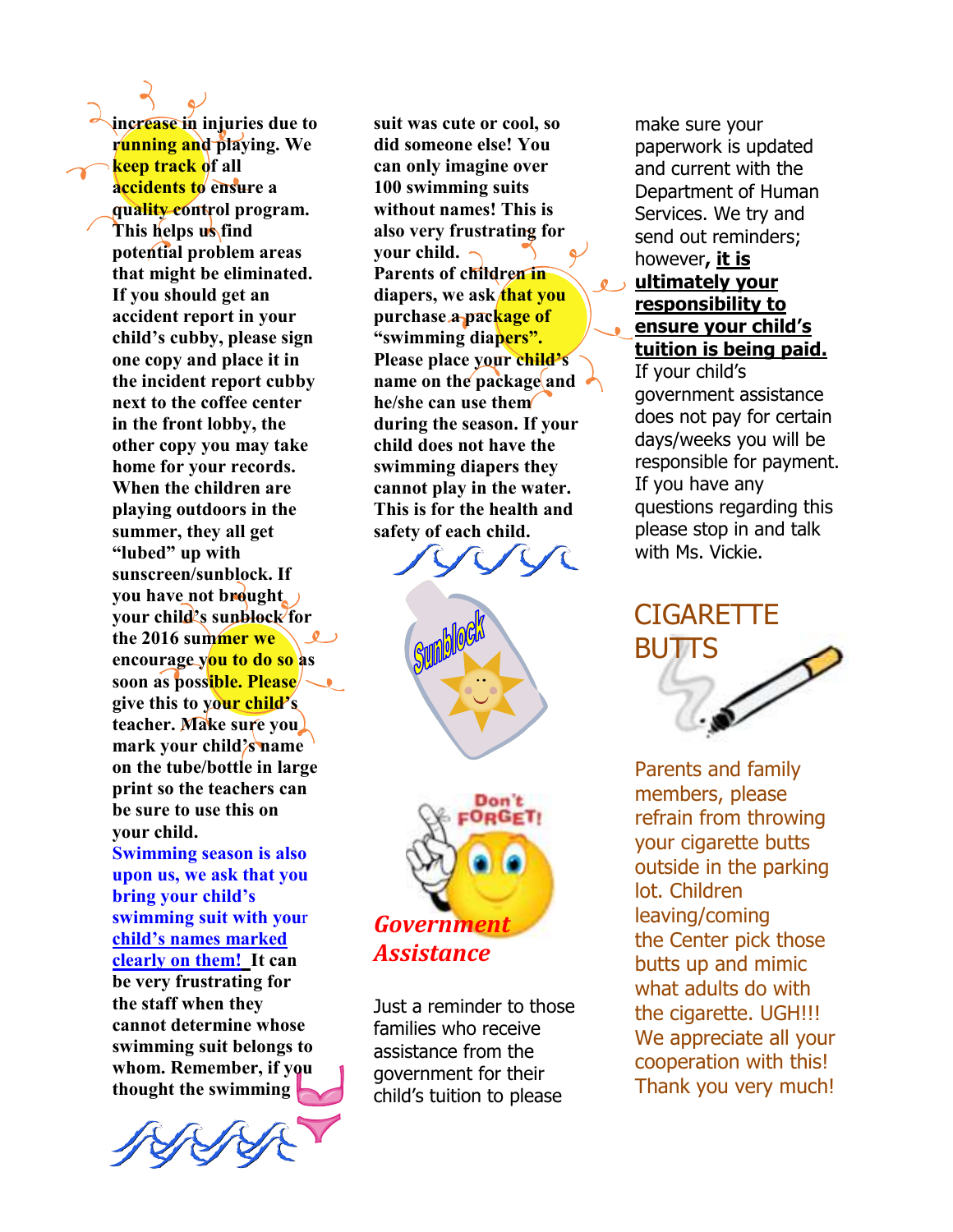**increase in injuries due to running and playing. We keep track of all accidents to ensure a quality control program. This helps us find potential problem areas that might be eliminated. If you should get an accident report in your child's cubby, please sign one copy and place it in the incident report cubby next to the coffee center in the front lobby, the other copy you may take home for your records.**

**When the children are playing outdoors in the summer, they all get "lubed" up with sunscreen/sunblock. If you have not brought your child's sunblock for the 2016 summer we encourage you to do so as soon as possible. Please give this to your child's teacher. Make sure you mark your child's name on the tube/bottle in large print so the teachers can be sure to use this on your child.**

**Swimming season is also upon us, we ask that you bring your child's swimming suit with your <u>child's names marked clearly on them!</u> It can be very frustrating for the staff when they cannot determine whose swimming suit belongs to whom. Remember, if you thought the swimming suit was cute or cool, so did someone else! You can only imagine over 100 swimming suits without names! This is also very frustrating for your child.**

**Parents of children in diapers, we ask that you purchase a package of "swimming diapers". Please place your child's name on the package and he/she can use them during the season. If your child does not have the swimming diapers they cannot play in the water. This is for the health and safety of each child.**

## *Government Assistance*

Just a reminder to those families who receive assistance from the government for their child's tuition to please make sure your paperwork is updated and current with the Department of Human Services. We try and send out reminders; however**, <u>it is ultimately your responsibility to ensure your child's tuition is being paid.</u>** If your child's government assistance does not pay for certain days/weeks you will be responsible for payment. If you have any questions regarding this please stop in and talk with Ms. Vickie.

## CIGARETTE BUTTS

Parents and family members, please refrain from throwing your cigarette butts outside in the parking lot. Children leaving/coming the Center pick those butts up and mimic what adults do with the cigarette. UGH!!! We appreciate all your cooperation with this! Thank you very much!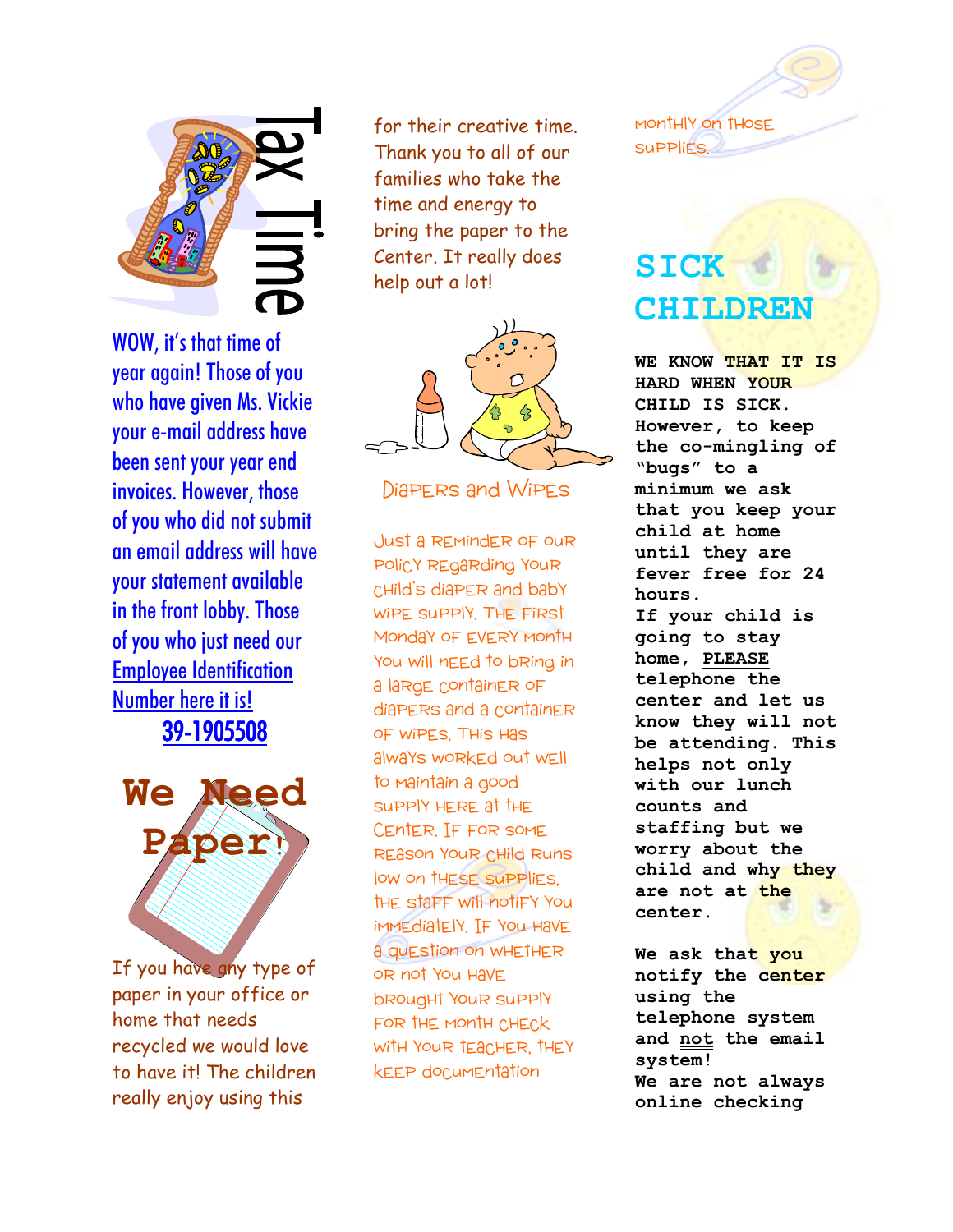## Tax Time

WOW, it's that time of year again! Those of you who have given Ms. Vickie your e-mail address have been sent your year end invoices. However, those of you who did not submit an email address will have your statement available in the front lobby. Those of you who just need our Employee Identification Number here it is!

39-1905508

## We Need Paper!

If you have any type of paper in your office or home that needs recycled we would love to have it! The children really enjoy using this for their creative time. Thank you to all of our families who take the time and energy to bring the paper to the Center. It really does help out a lot!

## Diapers and Wipes

Just a reminder of our policy regarding your child's diaper and baby wipe supply. The first Monday of every month you will need to bring in a large container of diapers and a container of wipes. This has always worked out well to maintain a good supply here at the Center. If for some reason your child runs low on these supplies, the staff will notify you immediately. If you have a question on whether or not you have brought your supply for the month check with your teacher, they keep documentation monthly on those supplies.

## SICK CHILDREN

**WE KNOW THAT IT IS HARD WHEN YOUR CHILD IS SICK. However, to keep the co-mingling of "bugs" to a minimum we ask that you keep your child at home until they are fever free for 24 hours.**

**If your child is going to stay home, PLEASE telephone the center and let us know they will not be attending. This helps not only with our lunch counts and staffing but we worry about the child and why they are not at the center.**

**We ask that you notify the center using the telephone system and not the email system!**

**We are not always online checking**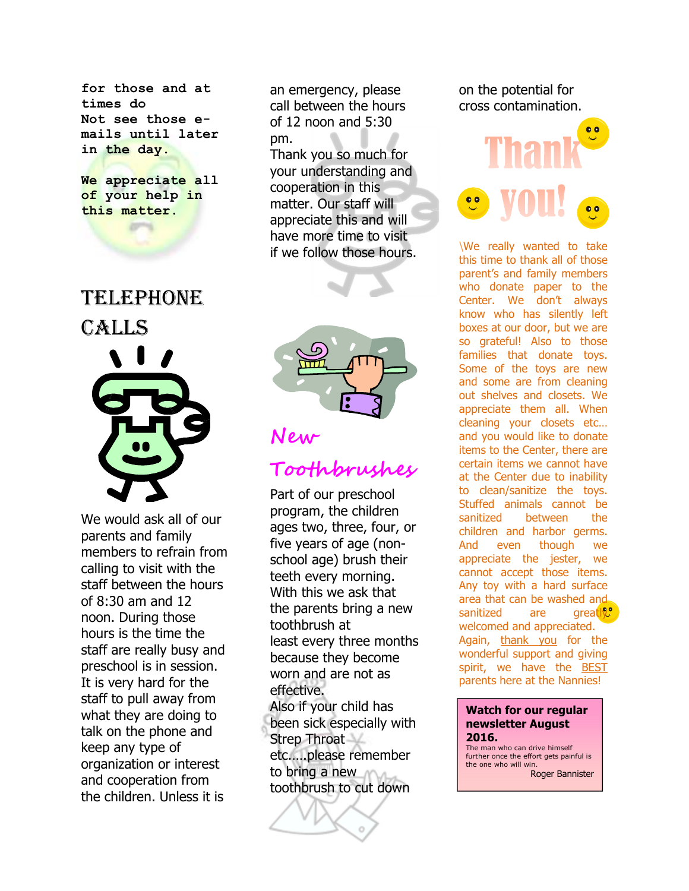for those and at times do Not see those e-mails until later in the day.

We appreciate all of your help in this matter.

## TELEPHONE CALLS

We would ask all of our parents and family members to refrain from calling to visit with the staff between the hours of 8:30 am and 12 noon. During those hours is the time the staff are really busy and preschool is in session. It is very hard for the staff to pull away from what they are doing to talk on the phone and keep any type of organization or interest and cooperation from the children. Unless it is an emergency, please call between the hours of 12 noon and 5:30 pm.

Thank you so much for your understanding and cooperation in this matter. Our staff will appreciate this and will have more time to visit if we follow those hours.

## New Toothbrushes

Part of our preschool program, the children ages two, three, four, or five years of age (non-school age) brush their teeth every morning. With this we ask that the parents bring a new toothbrush at least every three months because they become worn and are not as effective.

Also if your child has been sick especially with Strep Throat etc…..please remember to bring a new toothbrush to cut down on the potential for cross contamination.

## Thank you!

\We really wanted to take this time to thank all of those parent's and family members who donate paper to the Center. We don't always know who has silently left boxes at our door, but we are so grateful! Also to those families that donate toys. Some of the toys are new and some are from cleaning out shelves and closets. We appreciate them all. When cleaning your closets etc… and you would like to donate items to the Center, there are certain items we cannot have at the Center due to inability to clean/sanitize the toys. Stuffed animals cannot be sanitized between the children and harbor germs. And even though we appreciate the jester, we cannot accept those items. Any toy with a hard surface area that can be washed and sanitized are greatly welcomed and appreciated. Again, thank you for the wonderful support and giving spirit, we have the BEST parents here at the Nannies!

**Watch for our regular newsletter August 2016.**

The man who can drive himself further once the effort gets painful is the one who will win.

Roger Bannister